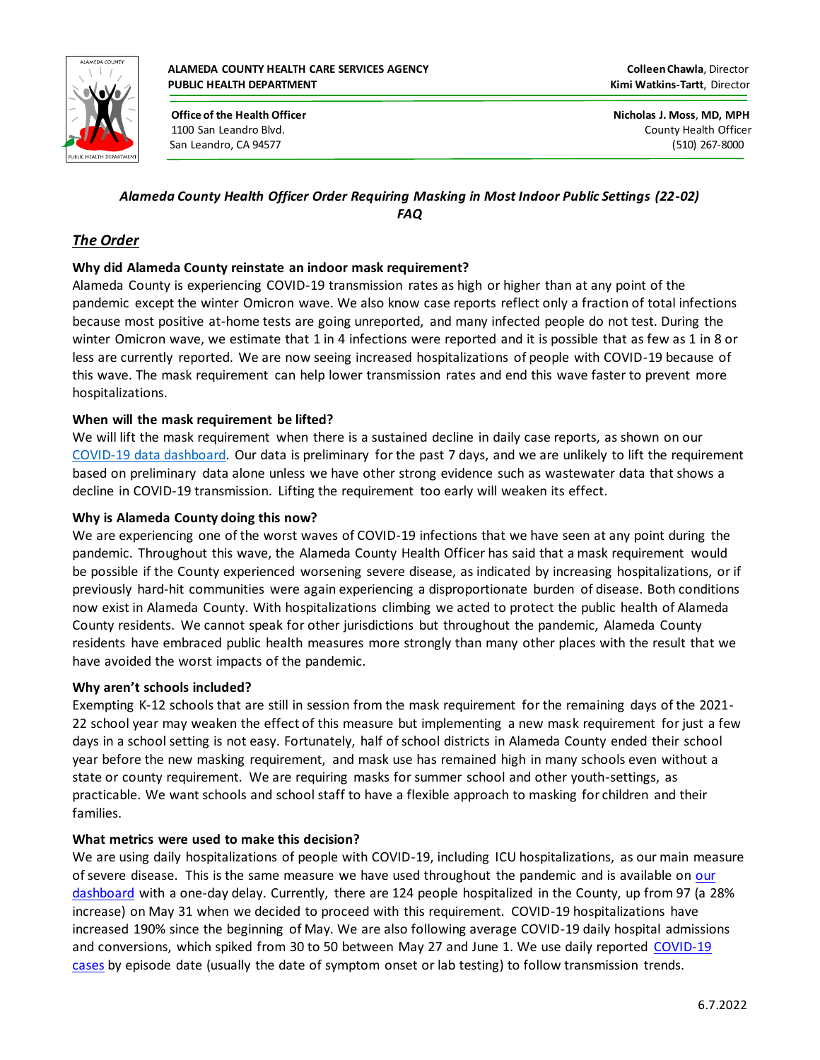**ALAMEDA COUNTY HEALTH CARE SERVICES AGENCY**
**PUBLIC HEALTH DEPARTMENT**

**Colleen Chawla**, Director
**Kimi Watkins-Tartt**, Director

**Office of the Health Officer**
1100 San Leandro Blvd.
San Leandro, CA 94577

**Nicholas J. Moss**, **MD, MPH**
County Health Officer
(510) 267-8000

*Alameda County Health Officer Order Requiring Masking in Most Indoor Public Settings (22-02) FAQ*

## *The Order*

### Why did Alameda County reinstate an indoor mask requirement?

Alameda County is experiencing COVID-19 transmission rates as high or higher than at any point of the pandemic except the winter Omicron wave. We also know case reports reflect only a fraction of total infections because most positive at-home tests are going unreported, and many infected people do not test. During the winter Omicron wave, we estimate that 1 in 4 infections were reported and it is possible that as few as 1 in 8 or less are currently reported. We are now seeing increased hospitalizations of people with COVID-19 because of this wave. The mask requirement can help lower transmission rates and end this wave faster to prevent more hospitalizations.

### When will the mask requirement be lifted?

We will lift the mask requirement when there is a sustained decline in daily case reports, as shown on our [COVID-19 data dashboard](). Our data is preliminary for the past 7 days, and we are unlikely to lift the requirement based on preliminary data alone unless we have other strong evidence such as wastewater data that shows a decline in COVID-19 transmission. Lifting the requirement too early will weaken its effect.

### Why is Alameda County doing this now?

We are experiencing one of the worst waves of COVID-19 infections that we have seen at any point during the pandemic. Throughout this wave, the Alameda County Health Officer has said that a mask requirement would be possible if the County experienced worsening severe disease, as indicated by increasing hospitalizations, or if previously hard-hit communities were again experiencing a disproportionate burden of disease. Both conditions now exist in Alameda County. With hospitalizations climbing we acted to protect the public health of Alameda County residents. We cannot speak for other jurisdictions but throughout the pandemic, Alameda County residents have embraced public health measures more strongly than many other places with the result that we have avoided the worst impacts of the pandemic.

### Why aren't schools included?

Exempting K-12 schools that are still in session from the mask requirement for the remaining days of the 2021-22 school year may weaken the effect of this measure but implementing a new mask requirement for just a few days in a school setting is not easy. Fortunately, half of school districts in Alameda County ended their school year before the new masking requirement, and mask use has remained high in many schools even without a state or county requirement. We are requiring masks for summer school and other youth-settings, as practicable. We want schools and school staff to have a flexible approach to masking for children and their families.

### What metrics were used to make this decision?

We are using daily hospitalizations of people with COVID-19, including ICU hospitalizations, as our main measure of severe disease. This is the same measure we have used throughout the pandemic and is available on [our dashboard]() with a one-day delay. Currently, there are 124 people hospitalized in the County, up from 97 (a 28% increase) on May 31 when we decided to proceed with this requirement. COVID-19 hospitalizations have increased 190% since the beginning of May. We are also following average COVID-19 daily hospital admissions and conversions, which spiked from 30 to 50 between May 27 and June 1. We use daily reported [COVID-19 cases]() by episode date (usually the date of symptom onset or lab testing) to follow transmission trends.

6.7.2022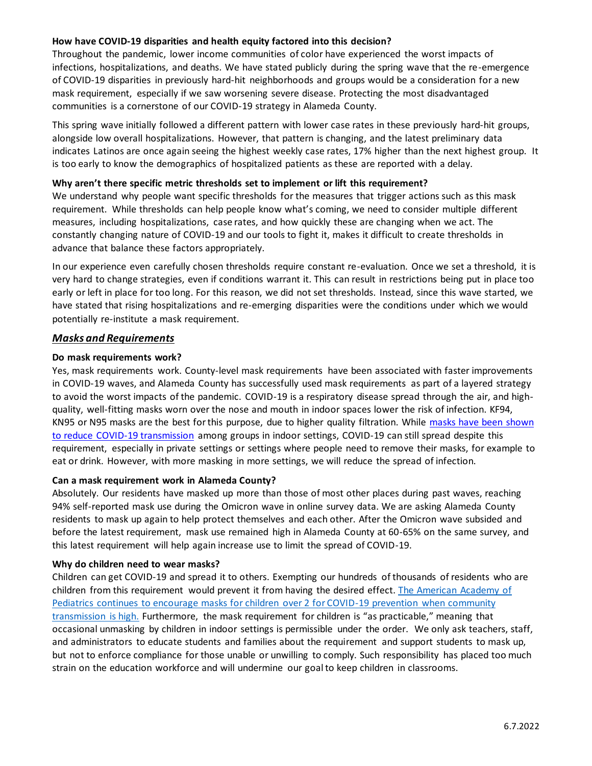**How have COVID-19 disparities and health equity factored into this decision?**

Throughout the pandemic, lower income communities of color have experienced the worst impacts of infections, hospitalizations, and deaths. We have stated publicly during the spring wave that the re-emergence of COVID-19 disparities in previously hard-hit neighborhoods and groups would be a consideration for a new mask requirement, especially if we saw worsening severe disease. Protecting the most disadvantaged communities is a cornerstone of our COVID-19 strategy in Alameda County.

This spring wave initially followed a different pattern with lower case rates in these previously hard-hit groups, alongside low overall hospitalizations. However, that pattern is changing, and the latest preliminary data indicates Latinos are once again seeing the highest weekly case rates, 17% higher than the next highest group. It is too early to know the demographics of hospitalized patients as these are reported with a delay.

**Why aren't there specific metric thresholds set to implement or lift this requirement?**

We understand why people want specific thresholds for the measures that trigger actions such as this mask requirement. While thresholds can help people know what's coming, we need to consider multiple different measures, including hospitalizations, case rates, and how quickly these are changing when we act. The constantly changing nature of COVID-19 and our tools to fight it, makes it difficult to create thresholds in advance that balance these factors appropriately.

In our experience even carefully chosen thresholds require constant re-evaluation. Once we set a threshold, it is very hard to change strategies, even if conditions warrant it. This can result in restrictions being put in place too early or left in place for too long. For this reason, we did not set thresholds. Instead, since this wave started, we have stated that rising hospitalizations and re-emerging disparities were the conditions under which we would potentially re-institute a mask requirement.

## ***Masks and Requirements***

**Do mask requirements work?**

Yes, mask requirements work. County-level mask requirements have been associated with faster improvements in COVID-19 waves, and Alameda County has successfully used mask requirements as part of a layered strategy to avoid the worst impacts of the pandemic. COVID-19 is a respiratory disease spread through the air, and high-quality, well-fitting masks worn over the nose and mouth in indoor spaces lower the risk of infection. KF94, KN95 or N95 masks are the best for this purpose, due to higher quality filtration. While masks have been shown to reduce COVID-19 transmission among groups in indoor settings, COVID-19 can still spread despite this requirement, especially in private settings or settings where people need to remove their masks, for example to eat or drink. However, with more masking in more settings, we will reduce the spread of infection.

**Can a mask requirement work in Alameda County?**

Absolutely. Our residents have masked up more than those of most other places during past waves, reaching 94% self-reported mask use during the Omicron wave in online survey data. We are asking Alameda County residents to mask up again to help protect themselves and each other. After the Omicron wave subsided and before the latest requirement, mask use remained high in Alameda County at 60-65% on the same survey, and this latest requirement will help again increase use to limit the spread of COVID-19.

**Why do children need to wear masks?**

Children can get COVID-19 and spread it to others. Exempting our hundreds of thousands of residents who are children from this requirement would prevent it from having the desired effect. The American Academy of Pediatrics continues to encourage masks for children over 2 for COVID-19 prevention when community transmission is high. Furthermore, the mask requirement for children is "as practicable," meaning that occasional unmasking by children in indoor settings is permissible under the order. We only ask teachers, staff, and administrators to educate students and families about the requirement and support students to mask up, but not to enforce compliance for those unable or unwilling to comply. Such responsibility has placed too much strain on the education workforce and will undermine our goal to keep children in classrooms.

6.7.2022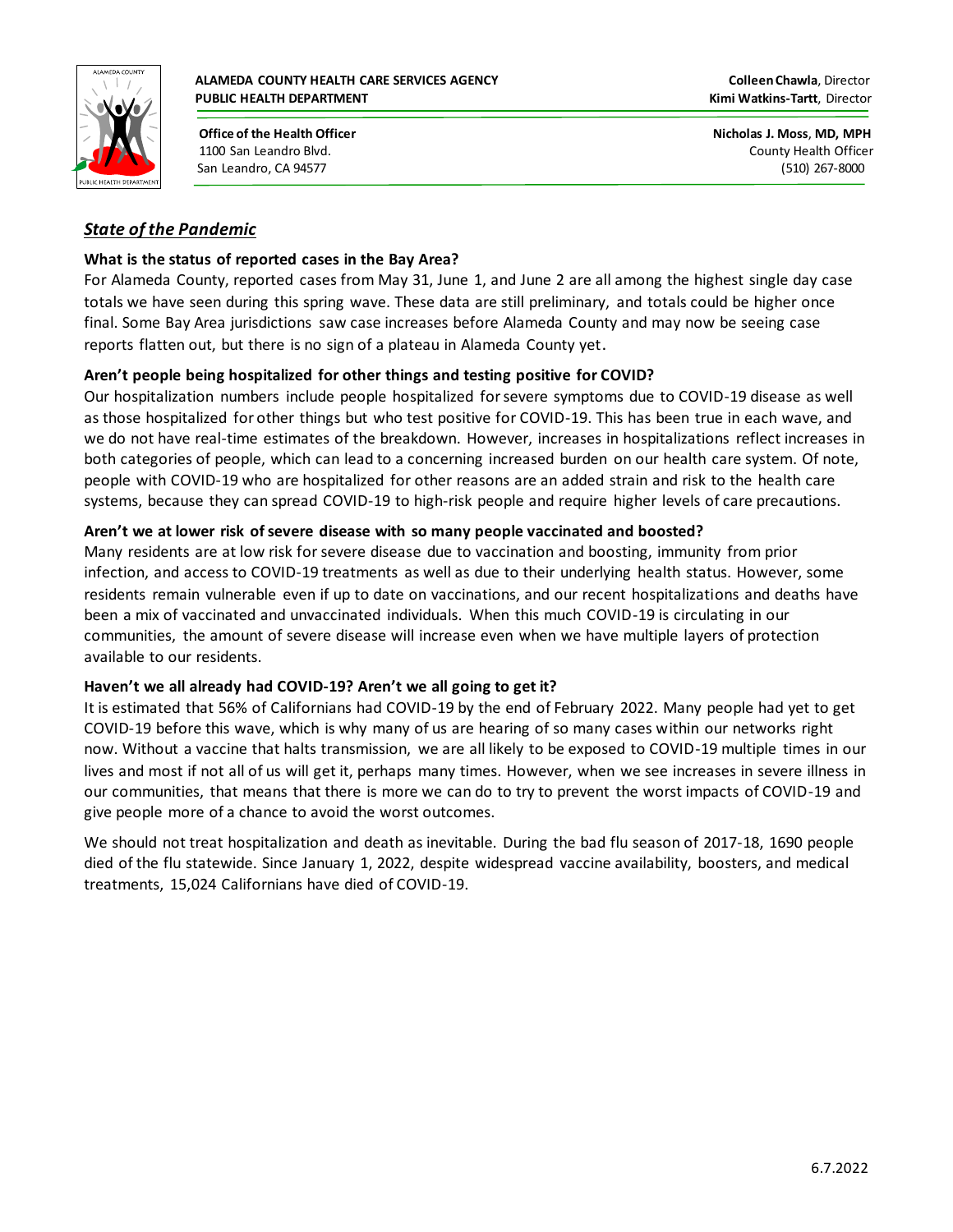**ALAMEDA COUNTY HEALTH CARE SERVICES AGENCY**
**PUBLIC HEALTH DEPARTMENT**

**Colleen Chawla**, Director
**Kimi Watkins-Tartt**, Director

**Office of the Health Officer**
1100 San Leandro Blvd.
San Leandro, CA 94577

**Nicholas J. Moss, MD, MPH**
County Health Officer
(510) 267-8000

## ***State of the Pandemic***

**What is the status of reported cases in the Bay Area?**

For Alameda County, reported cases from May 31, June 1, and June 2 are all among the highest single day case totals we have seen during this spring wave. These data are still preliminary, and totals could be higher once final. Some Bay Area jurisdictions saw case increases before Alameda County and may now be seeing case reports flatten out, but there is no sign of a plateau in Alameda County yet.

**Aren't people being hospitalized for other things and testing positive for COVID?**

Our hospitalization numbers include people hospitalized for severe symptoms due to COVID-19 disease as well as those hospitalized for other things but who test positive for COVID-19. This has been true in each wave, and we do not have real-time estimates of the breakdown. However, increases in hospitalizations reflect increases in both categories of people, which can lead to a concerning increased burden on our health care system. Of note, people with COVID-19 who are hospitalized for other reasons are an added strain and risk to the health care systems, because they can spread COVID-19 to high-risk people and require higher levels of care precautions.

**Aren't we at lower risk of severe disease with so many people vaccinated and boosted?**

Many residents are at low risk for severe disease due to vaccination and boosting, immunity from prior infection, and access to COVID-19 treatments as well as due to their underlying health status. However, some residents remain vulnerable even if up to date on vaccinations, and our recent hospitalizations and deaths have been a mix of vaccinated and unvaccinated individuals. When this much COVID-19 is circulating in our communities, the amount of severe disease will increase even when we have multiple layers of protection available to our residents.

**Haven't we all already had COVID-19? Aren't we all going to get it?**

It is estimated that 56% of Californians had COVID-19 by the end of February 2022. Many people had yet to get COVID-19 before this wave, which is why many of us are hearing of so many cases within our networks right now. Without a vaccine that halts transmission, we are all likely to be exposed to COVID-19 multiple times in our lives and most if not all of us will get it, perhaps many times. However, when we see increases in severe illness in our communities, that means that there is more we can do to try to prevent the worst impacts of COVID-19 and give people more of a chance to avoid the worst outcomes.

We should not treat hospitalization and death as inevitable. During the bad flu season of 2017-18, 1690 people died of the flu statewide. Since January 1, 2022, despite widespread vaccine availability, boosters, and medical treatments, 15,024 Californians have died of COVID-19.

6.7.2022